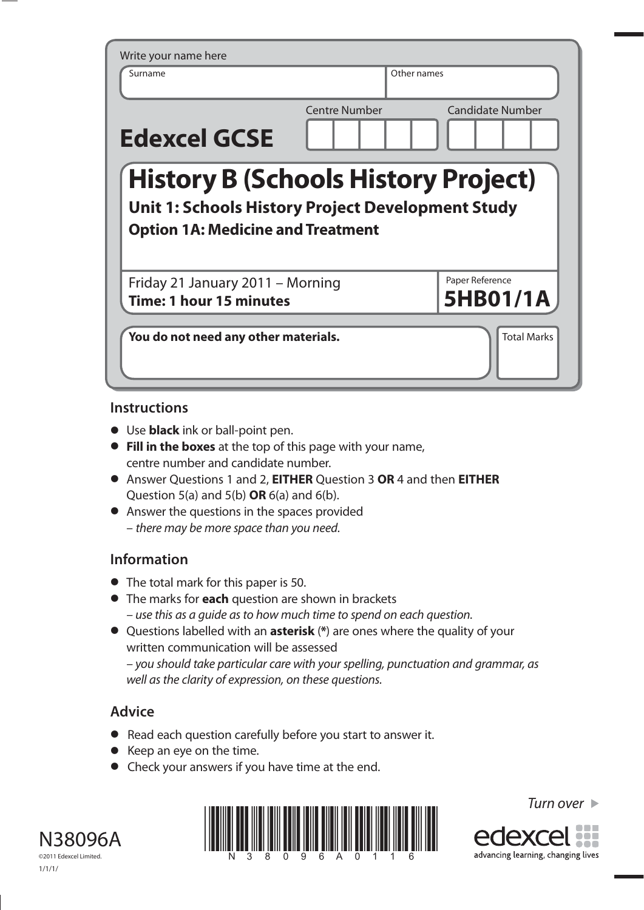Write your name here

| Surname | Other names |
| --- | --- |
| | |

**Edexcel GCSE**

Centre Number | Candidate Number

# History B (Schools History Project)

## Unit 1: Schools History Project Development Study

### Option 1A: Medicine and Treatment

Friday 21 January 2011 – Morning
**Time: 1 hour 15 minutes**

Paper Reference
**5HB01/1A**

**You do not need any other materials.**

Total Marks

## Instructions

- Use **black** ink or ball-point pen.
- **Fill in the boxes** at the top of this page with your name, centre number and candidate number.
- Answer Questions 1 and 2, **EITHER** Question 3 **OR** 4 and then **EITHER** Question 5(a) and 5(b) **OR** 6(a) and 6(b).
- Answer the questions in the spaces provided – *there may be more space than you need.*

## Information

- The total mark for this paper is 50.
- The marks for **each** question are shown in brackets – *use this as a guide as to how much time to spend on each question.*
- Questions labelled with an **asterisk** (*) are ones where the quality of your written communication will be assessed – *you should take particular care with your spelling, punctuation and grammar, as well as the clarity of expression, on these questions.*

## Advice

- Read each question carefully before you start to answer it.
- Keep an eye on the time.
- Check your answers if you have time at the end.

*Turn over* ▶

N38096A

©2011 Edexcel Limited.

1/1/1/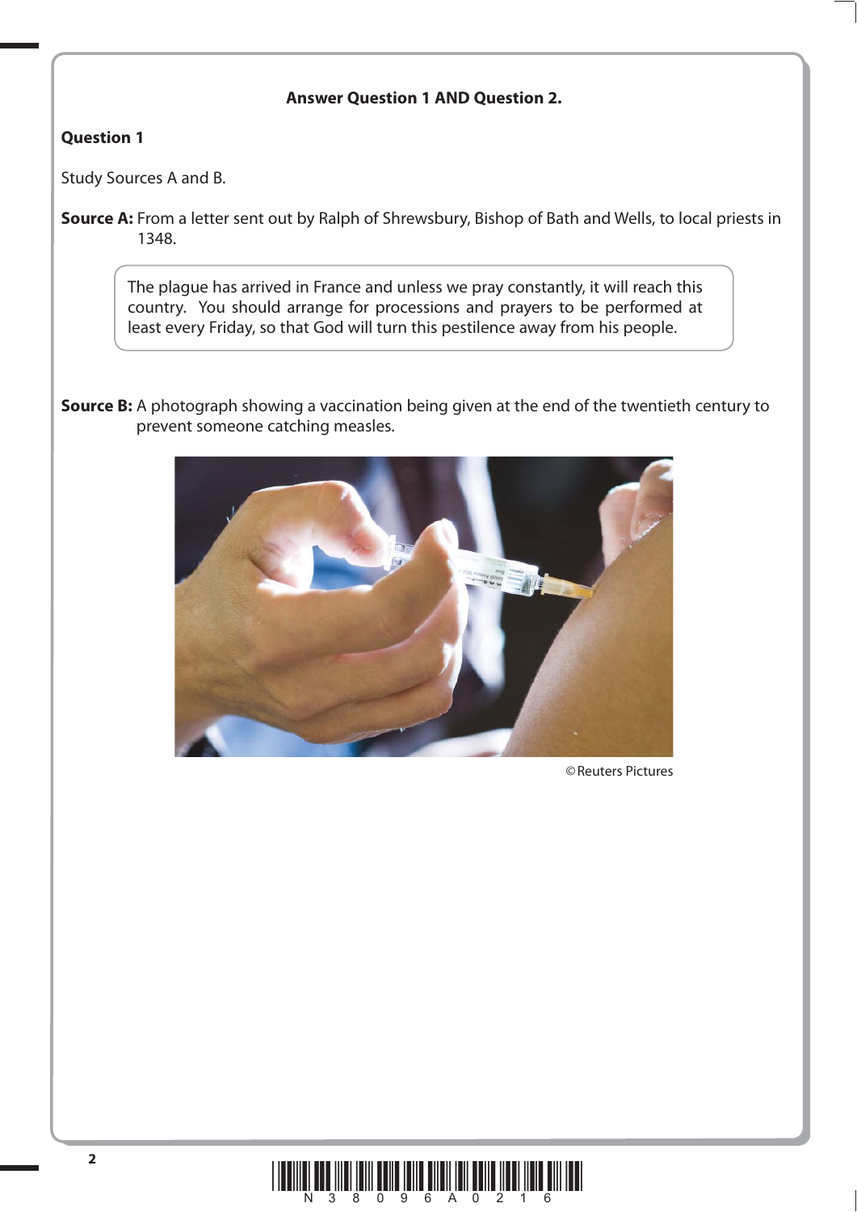**Answer Question 1 AND Question 2.**

## Question 1

Study Sources A and B.

**Source A:** From a letter sent out by Ralph of Shrewsbury, Bishop of Bath and Wells, to local priests in 1348.

> The plague has arrived in France and unless we pray constantly, it will reach this country. You should arrange for processions and prayers to be performed at least every Friday, so that God will turn this pestilence away from his people.

**Source B:** A photograph showing a vaccination being given at the end of the twentieth century to prevent someone catching measles.

©Reuters Pictures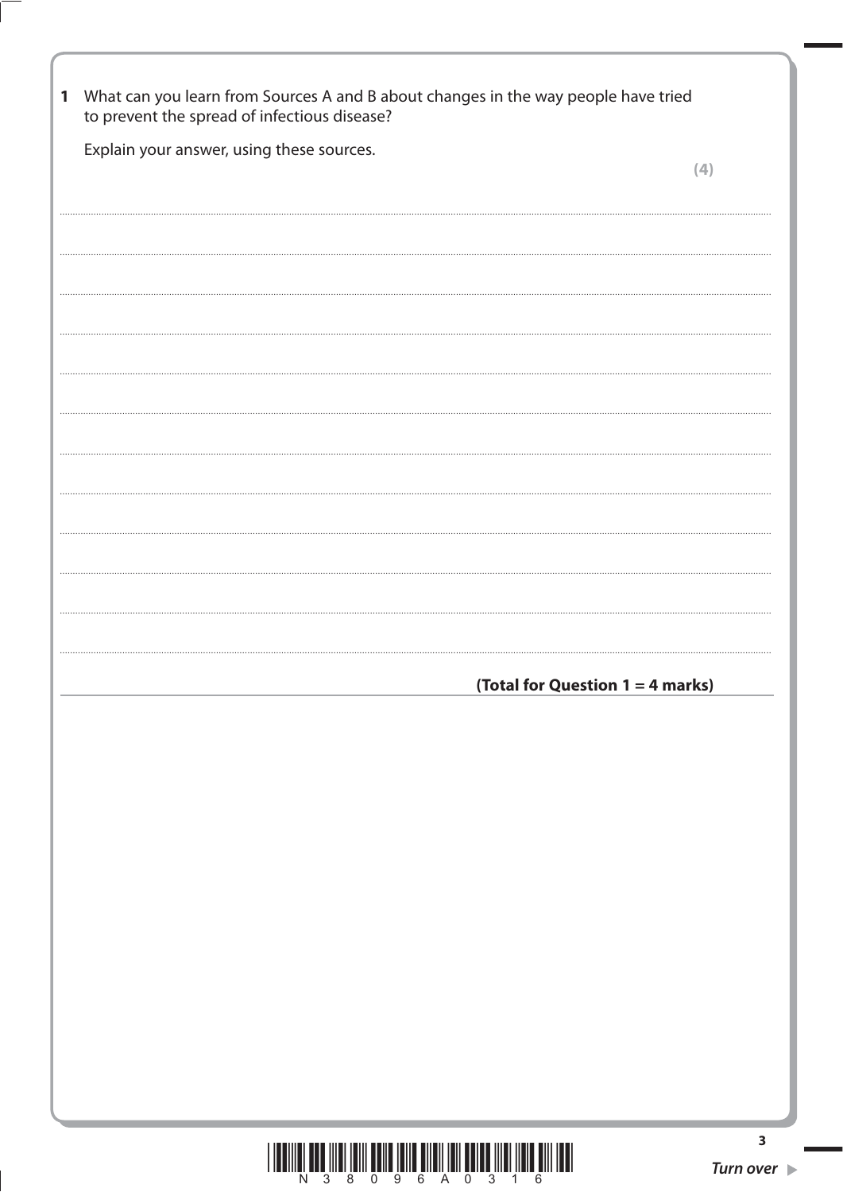**1** What can you learn from Sources A and B about changes in the way people have tried to prevent the spread of infectious disease?

Explain your answer, using these sources.

**(4)**

..............................................................................................................................................

..............................................................................................................................................

..............................................................................................................................................

..............................................................................................................................................

..............................................................................................................................................

..............................................................................................................................................

..............................................................................................................................................

..............................................................................................................................................

..............................................................................................................................................

..............................................................................................................................................

..............................................................................................................................................

**(Total for Question 1 = 4 marks)**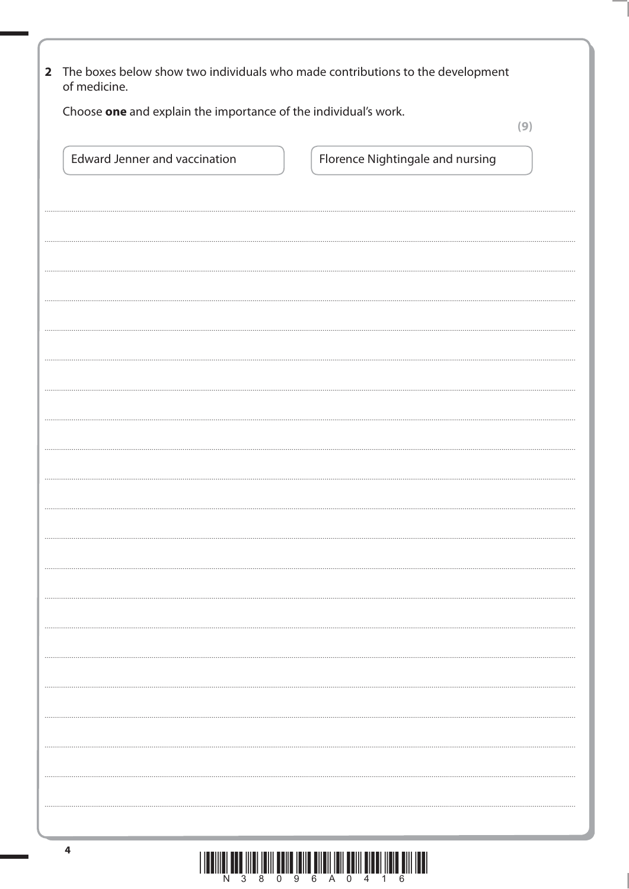**2** The boxes below show two individuals who made contributions to the development of medicine.

Choose **one** and explain the importance of the individual's work.

**(9)**

| Edward Jenner and vaccination | Florence Nightingale and nursing |
| --- | --- |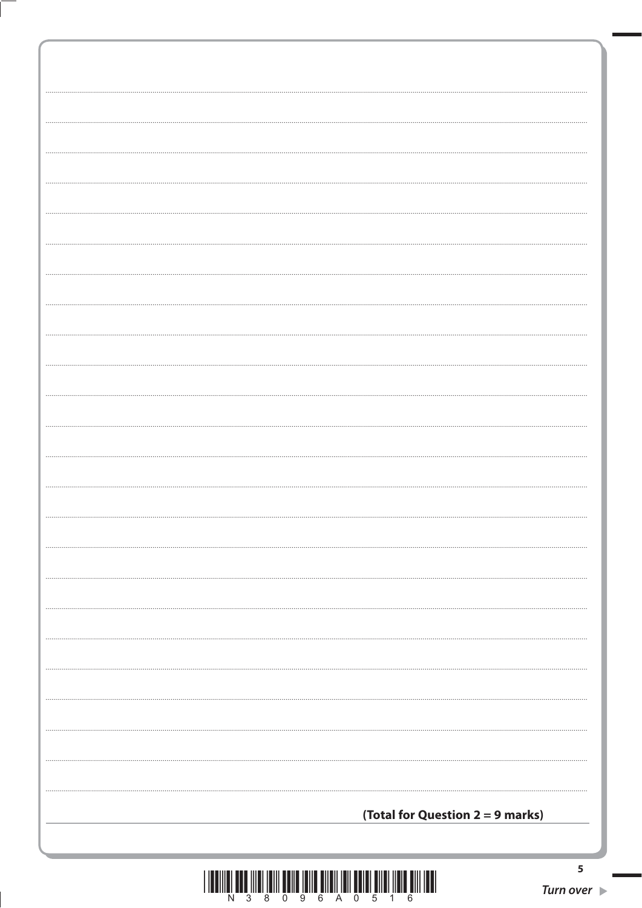**(Total for Question 2 = 9 marks)**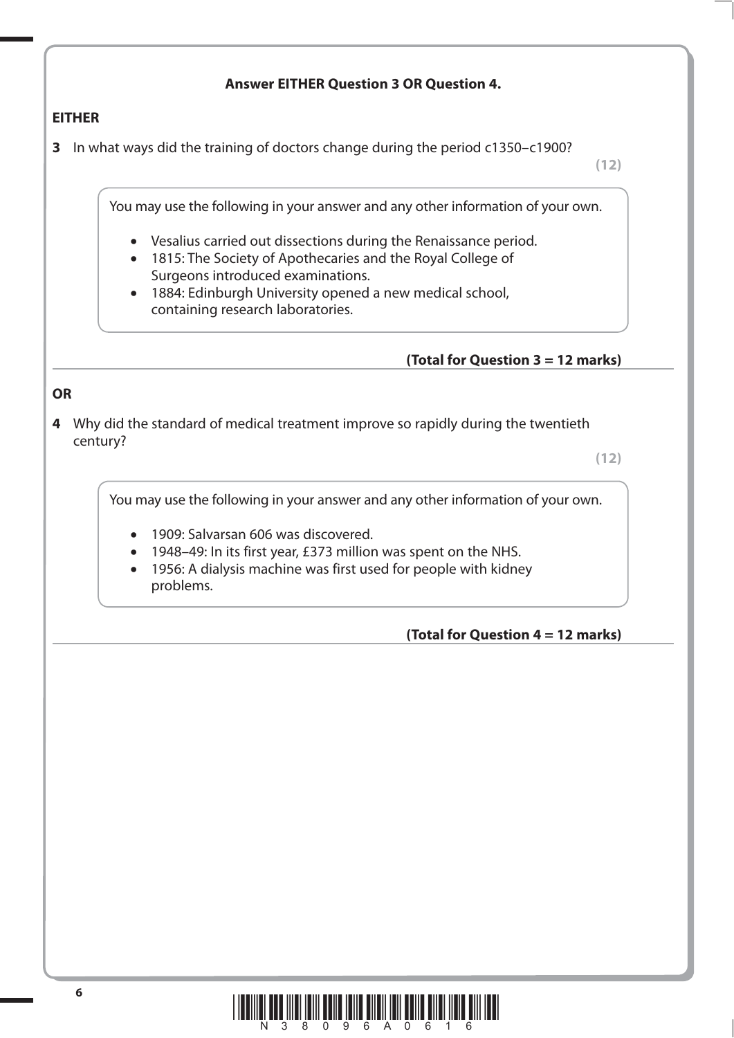**Answer EITHER Question 3 OR Question 4.**

**EITHER**

**3** In what ways did the training of doctors change during the period c1350–c1900?

**(12)**

> You may use the following in your answer and any other information of your own.
>
> - Vesalius carried out dissections during the Renaissance period.
> - 1815: The Society of Apothecaries and the Royal College of Surgeons introduced examinations.
> - 1884: Edinburgh University opened a new medical school, containing research laboratories.

**(Total for Question 3 = 12 marks)**

**OR**

**4** Why did the standard of medical treatment improve so rapidly during the twentieth century?

**(12)**

> You may use the following in your answer and any other information of your own.
>
> - 1909: Salvarsan 606 was discovered.
> - 1948–49: In its first year, £373 million was spent on the NHS.
> - 1956: A dialysis machine was first used for people with kidney problems.

**(Total for Question 4 = 12 marks)**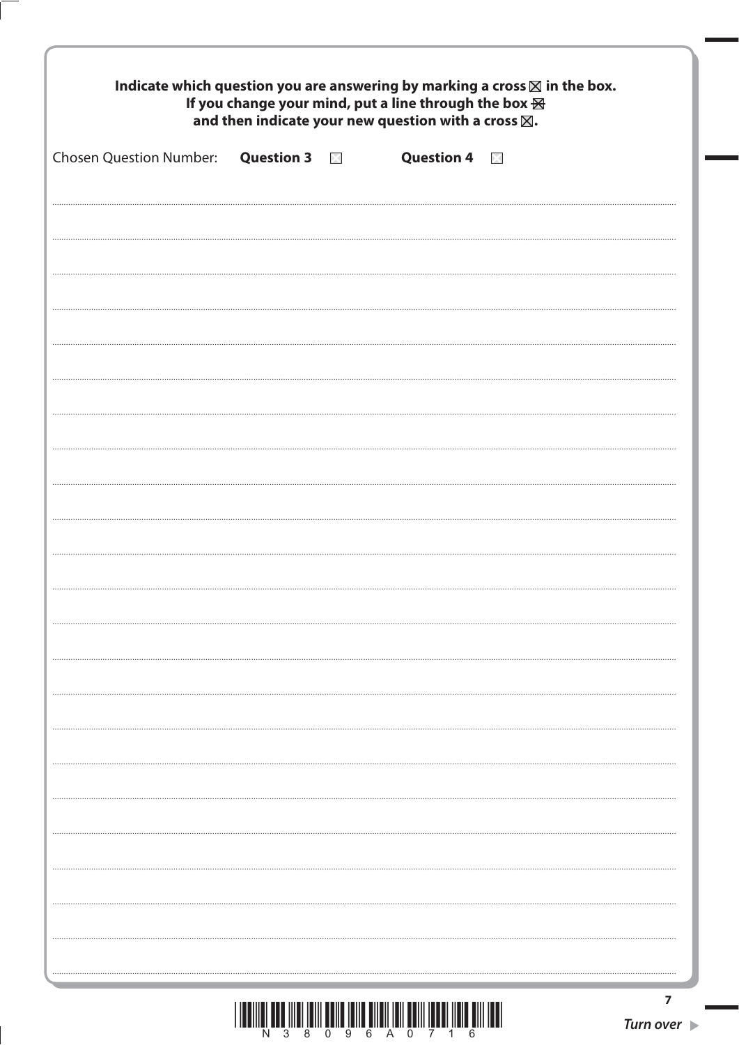**Indicate which question you are answering by marking a cross ☒ in the box.**
**If you change your mind, put a line through the box ☒**
**and then indicate your new question with a cross ☒.**

Chosen Question Number: **Question 3** ☐ **Question 4** ☐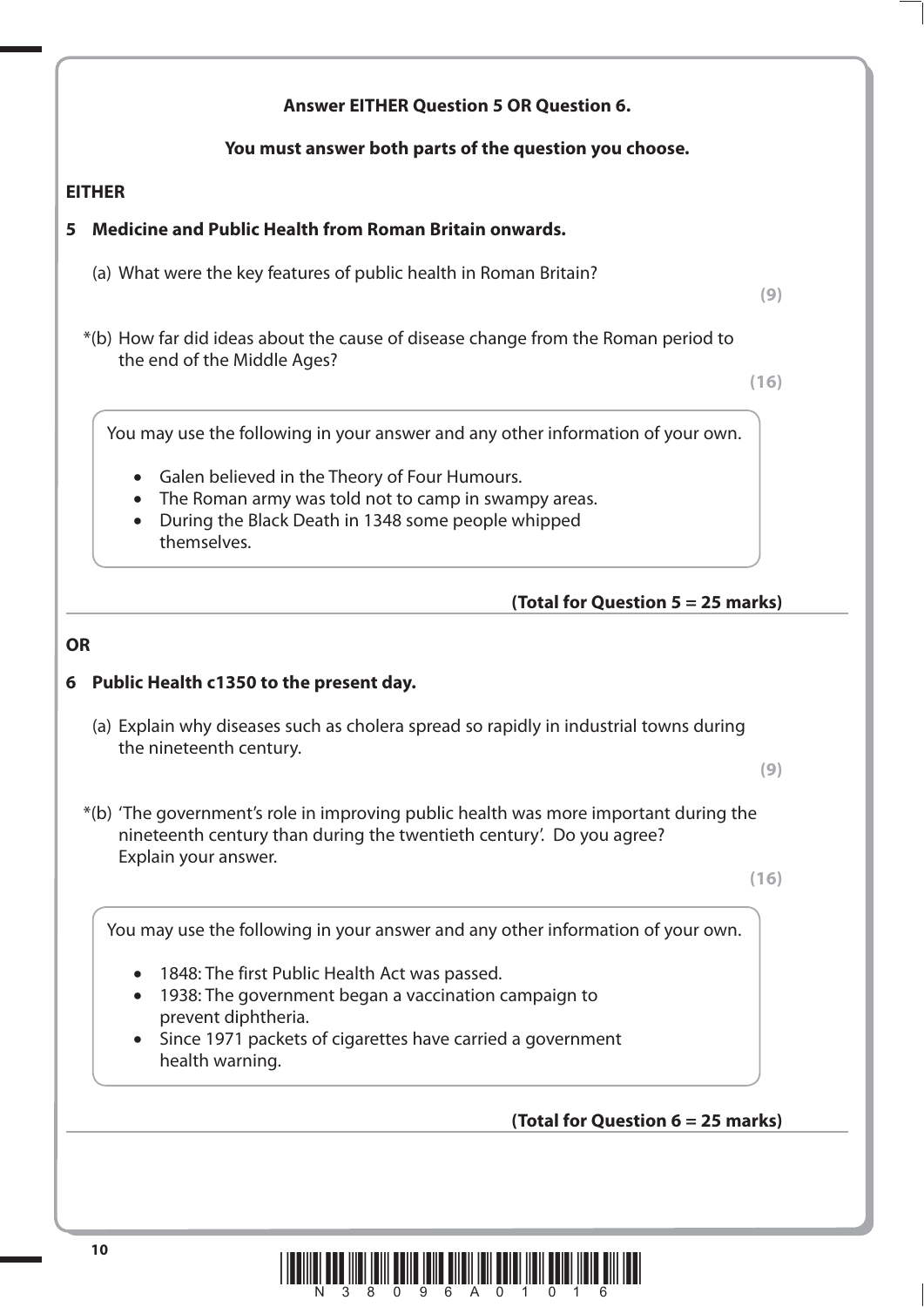**Answer EITHER Question 5 OR Question 6.**

**You must answer both parts of the question you choose.**

**EITHER**

**5 Medicine and Public Health from Roman Britain onwards.**

(a) What were the key features of public health in Roman Britain?

**(9)**

*(b) How far did ideas about the cause of disease change from the Roman period to the end of the Middle Ages?

**(16)**

You may use the following in your answer and any other information of your own.

- Galen believed in the Theory of Four Humours.
- The Roman army was told not to camp in swampy areas.
- During the Black Death in 1348 some people whipped themselves.

**(Total for Question 5 = 25 marks)**

**OR**

**6 Public Health c1350 to the present day.**

(a) Explain why diseases such as cholera spread so rapidly in industrial towns during the nineteenth century.

**(9)**

*(b) 'The government's role in improving public health was more important during the nineteenth century than during the twentieth century'. Do you agree? Explain your answer.

**(16)**

You may use the following in your answer and any other information of your own.

- 1848: The first Public Health Act was passed.
- 1938: The government began a vaccination campaign to prevent diphtheria.
- Since 1971 packets of cigarettes have carried a government health warning.

**(Total for Question 6 = 25 marks)**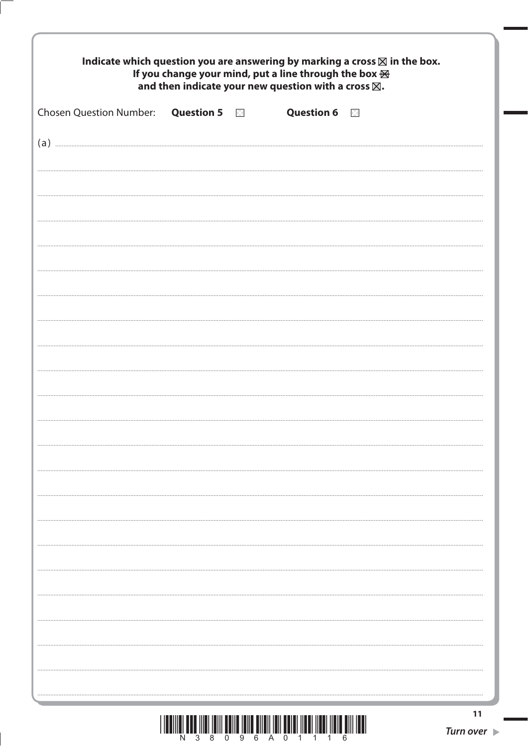**Indicate which question you are answering by marking a cross ☒ in the box.**
**If you change your mind, put a line through the box ☒**
**and then indicate your new question with a cross ☒.**

Chosen Question Number: **Question 5** ☐ **Question 6** ☐

(a)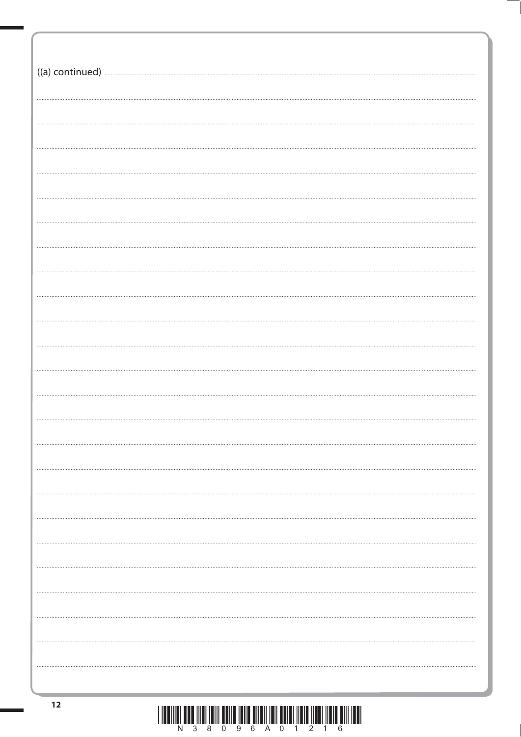((a) continued)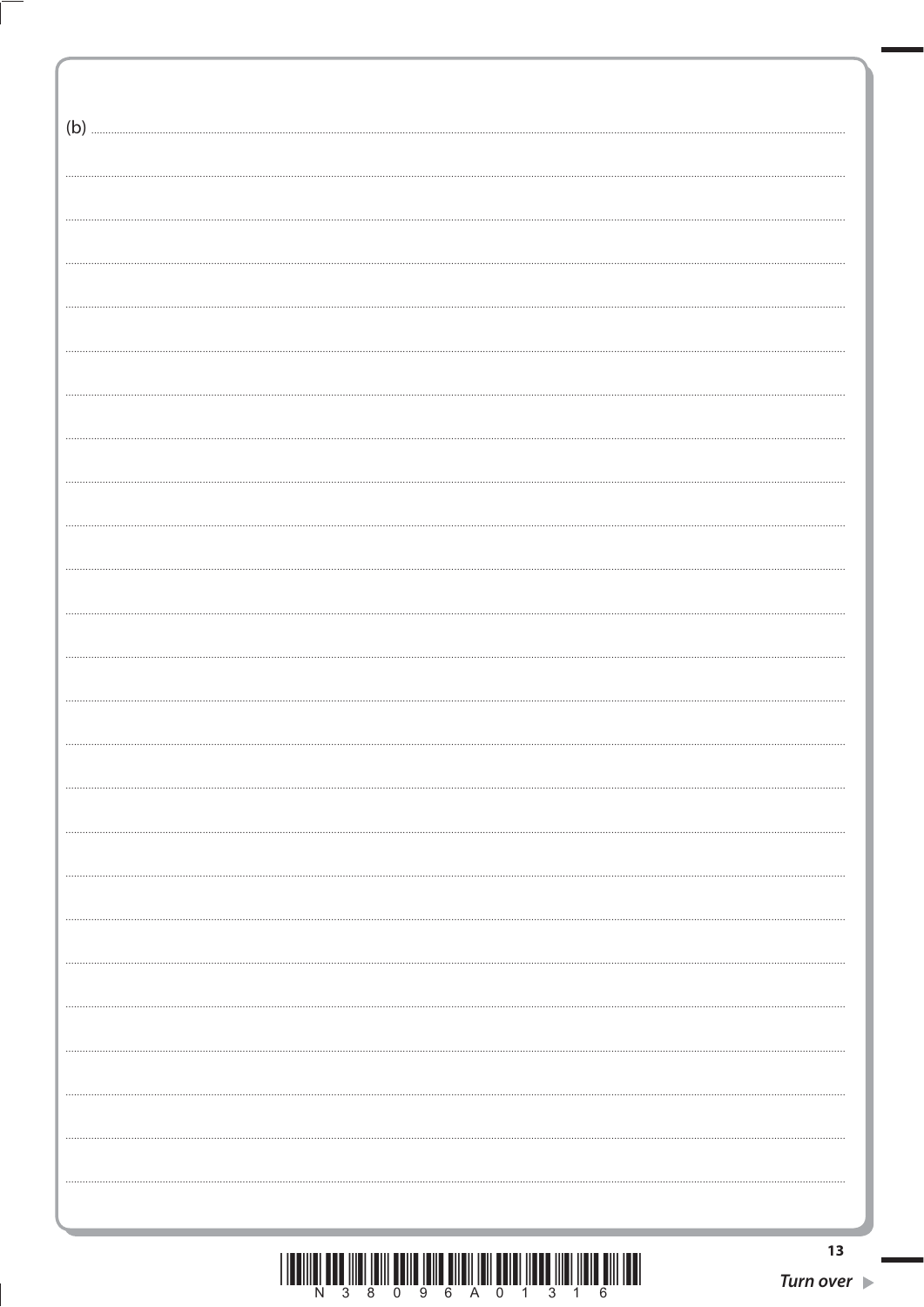(b)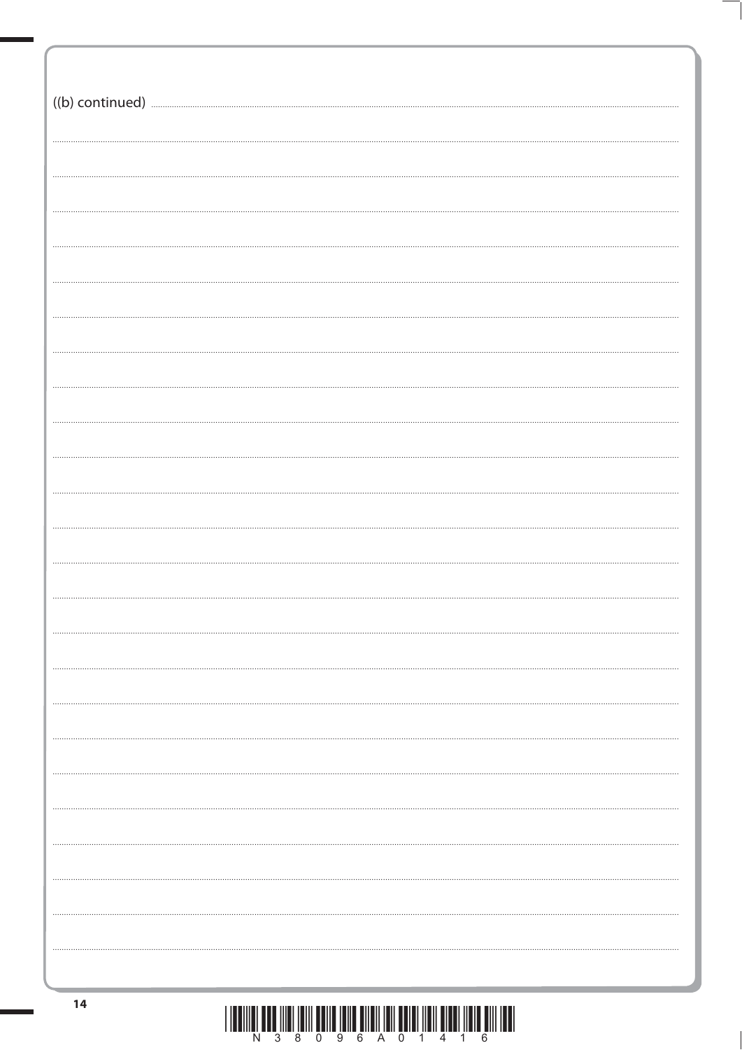((b) continued)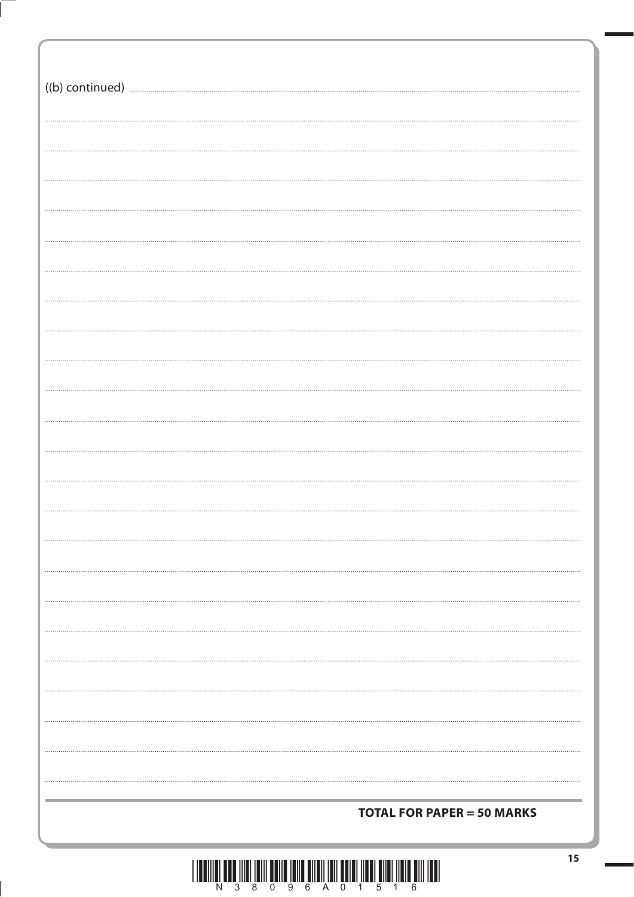((b) continued)

**TOTAL FOR PAPER = 50 MARKS**